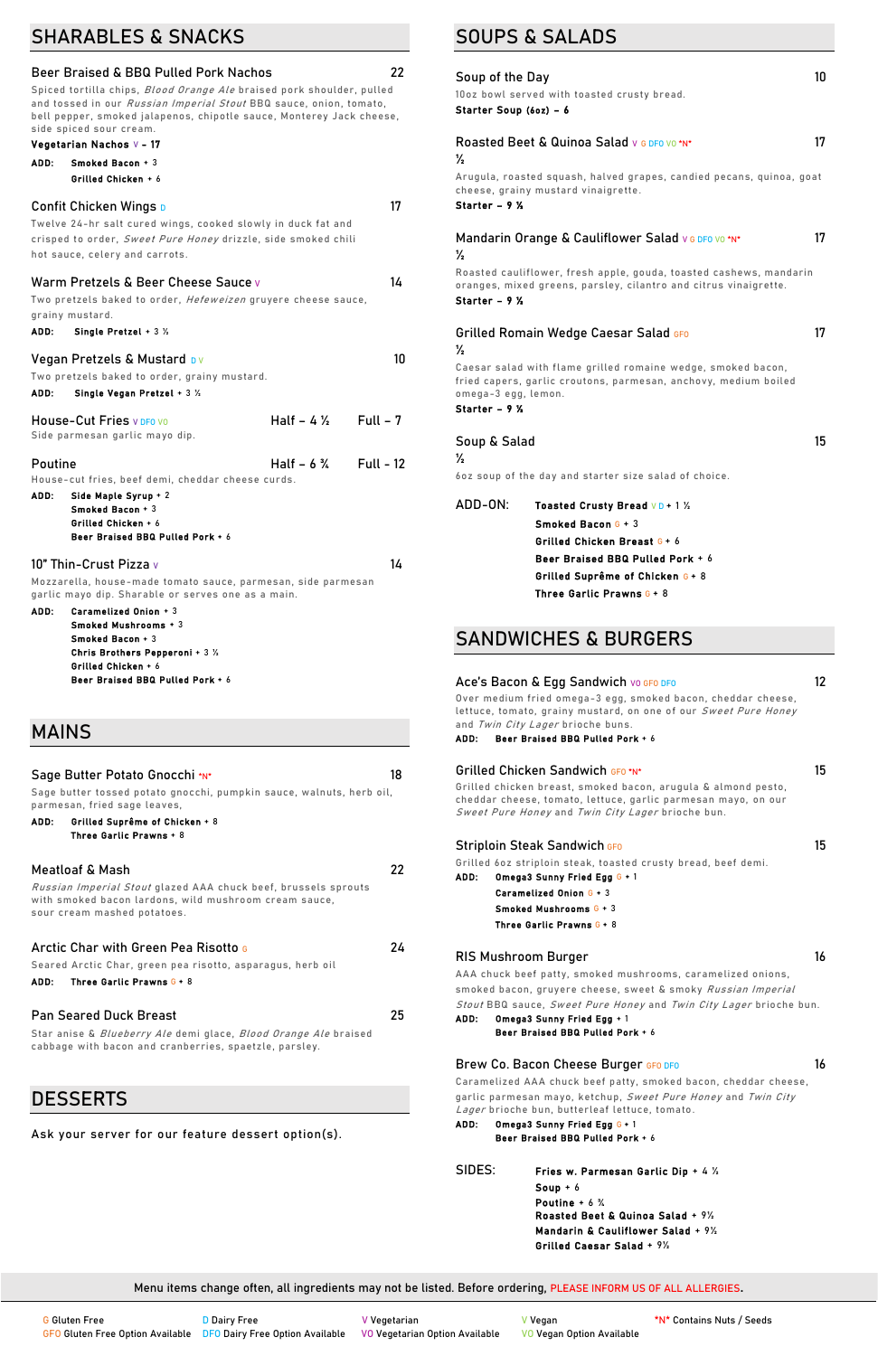## SHARABLES & SNACKS

**Beer Braised & BBQ Pulled Pork Nachos** — 22

Spiced tortilla chips, *Blood Orange Ale* braised pork shoulder, pulled and tossed in our *Russian Imperial Stout* BBQ sauce, onion, tomato, bell pepper, smoked jalapenos, chipotle sauce, Monterey Jack cheese, side spiced sour cream.

**Vegetarian Nachos** V – 17

**ADD:** **Smoked Bacon** + 3
**Grilled Chicken** + 6

**Confit Chicken Wings** D — 17

Twelve 24-hr salt cured wings, cooked slowly in duck fat and crisped to order, *Sweet Pure Honey* drizzle, side smoked chili hot sauce, celery and carrots.

**Warm Pretzels & Beer Cheese Sauce** V — 14

Two pretzels baked to order, *Hefeweizen* gruyere cheese sauce, grainy mustard.

**ADD:** **Single Pretzel** + 3 ½

**Vegan Pretzels & Mustard** D V — 10

Two pretzels baked to order, grainy mustard.

**ADD:** **Single Vegan Pretzel** + 3 ½

**House-Cut Fries** V DFO VO — Half – 4 ½ — Full – 7

Side parmesan garlic mayo dip.

**Poutine** — Half – 6 ¾ — Full - 12

House-cut fries, beef demi, cheddar cheese curds.

**ADD:** **Side Maple Syrup** + 2
**Smoked Bacon** + 3
**Grilled Chicken** + 6
**Beer Braised BBQ Pulled Pork** + 6

**10" Thin-Crust Pizza** V — 14

Mozzarella, house-made tomato sauce, parmesan, side parmesan garlic mayo dip. Sharable or serves one as a main.

**ADD:** **Caramelized Onion** + 3
**Smoked Mushrooms** + 3
**Smoked Bacon** + 3
**Chris Brothers Pepperoni** + 3 ½
**Grilled Chicken** + 6
**Beer Braised BBQ Pulled Pork** + 6

## MAINS

**Sage Butter Potato Gnocchi** *N* — 18

Sage butter tossed potato gnocchi, pumpkin sauce, walnuts, herb oil, parmesan, fried sage leaves,

**ADD:** **Grilled Suprême of Chicken** + 8
**Three Garlic Prawns** + 8

**Meatloaf & Mash** — 22

*Russian Imperial Stout* glazed AAA chuck beef, brussels sprouts with smoked bacon lardons, wild mushroom cream sauce, sour cream mashed potatoes.

**Arctic Char with Green Pea Risotto** G — 24

Seared Arctic Char, green pea risotto, asparagus, herb oil

**ADD:** **Three Garlic Prawns** G + 8

**Pan Seared Duck Breast** — 25

Star anise & *Blueberry Ale* demi glace, *Blood Orange Ale* braised cabbage with bacon and cranberries, spaetzle, parsley.

## DESSERTS

Ask your server for our feature dessert option(s).

## SOUPS & SALADS

**Soup of the Day** — 10

10oz bowl served with toasted crusty bread.

**Starter Soup (6oz) – 6**

**Roasted Beet & Quinoa Salad** V G DFO VO *N* — 17 ½

Arugula, roasted squash, halved grapes, candied pecans, quinoa, goat cheese, grainy mustard vinaigrette.

**Starter – 9 ½**

**Mandarin Orange & Cauliflower Salad** V G DFO VO *N* — 17 ½

Roasted cauliflower, fresh apple, gouda, toasted cashews, mandarin oranges, mixed greens, parsley, cilantro and citrus vinaigrette.

**Starter – 9 ½**

**Grilled Romain Wedge Caesar Salad** GFO — 17 ½

Caesar salad with flame grilled romaine wedge, smoked bacon, fried capers, garlic croutons, parmesan, anchovy, medium boiled omega-3 egg, lemon.

**Starter – 9 ½**

**Soup & Salad** — 15 ½

6oz soup of the day and starter size salad of choice.

**ADD-ON:**
**Toasted Crusty Bread** V D + 1 ½
**Smoked Bacon** G + 3
**Grilled Chicken Breast** G + 6
**Beer Braised BBQ Pulled Pork** + 6
**Grilled Suprême of Chicken** G + 8
**Three Garlic Prawns** G + 8

## SANDWICHES & BURGERS

**Ace's Bacon & Egg Sandwich** VO GFO DFO — 12

Over medium fried omega-3 egg, smoked bacon, cheddar cheese, lettuce, tomato, grainy mustard, on one of our *Sweet Pure Honey* and *Twin City Lager* brioche buns.

**ADD:** **Beer Braised BBQ Pulled Pork** + 6

**Grilled Chicken Sandwich** GFO *N* — 15

Grilled chicken breast, smoked bacon, arugula & almond pesto, cheddar cheese, tomato, lettuce, garlic parmesan mayo, on our *Sweet Pure Honey* and *Twin City Lager* brioche bun.

**Striploin Steak Sandwich** GFO — 15

Grilled 6oz striploin steak, toasted crusty bread, beef demi.

**ADD:** **Omega3 Sunny Fried Egg** G + 1
**Caramelized Onion** G + 3
**Smoked Mushrooms** G + 3
**Three Garlic Prawns** G + 8

**RIS Mushroom Burger** — 16

AAA chuck beef patty, smoked mushrooms, caramelized onions, smoked bacon, gruyere cheese, sweet & smoky *Russian Imperial Stout* BBQ sauce, *Sweet Pure Honey* and *Twin City Lager* brioche bun.

**ADD:** **Omega3 Sunny Fried Egg** + 1
**Beer Braised BBQ Pulled Pork** + 6

**Brew Co. Bacon Cheese Burger** GFO DFO — 16

Caramelized AAA chuck beef patty, smoked bacon, cheddar cheese, garlic parmesan mayo, ketchup, *Sweet Pure Honey* and *Twin City Lager* brioche bun, butterleaf lettuce, tomato.

**ADD:** **Omega3 Sunny Fried Egg** G + 1
**Beer Braised BBQ Pulled Pork** + 6

**SIDES:**
**Fries w. Parmesan Garlic Dip** + 4 ½
**Soup** + 6
**Poutine** + 6 ¾
**Roasted Beet & Quinoa Salad** + 9½
**Mandarin & Cauliflower Salad** + 9½
**Grilled Caesar Salad** + 9½

Menu items change often, all ingredients may not be listed. Before ordering, PLEASE INFORM US OF ALL ALLERGIES.

G Gluten Free — GFO Gluten Free Option Available
D Dairy Free — DFO Dairy Free Option Available
V Vegetarian — VO Vegetarian Option Available
V Vegan — VO Vegan Option Available
*N* Contains Nuts / Seeds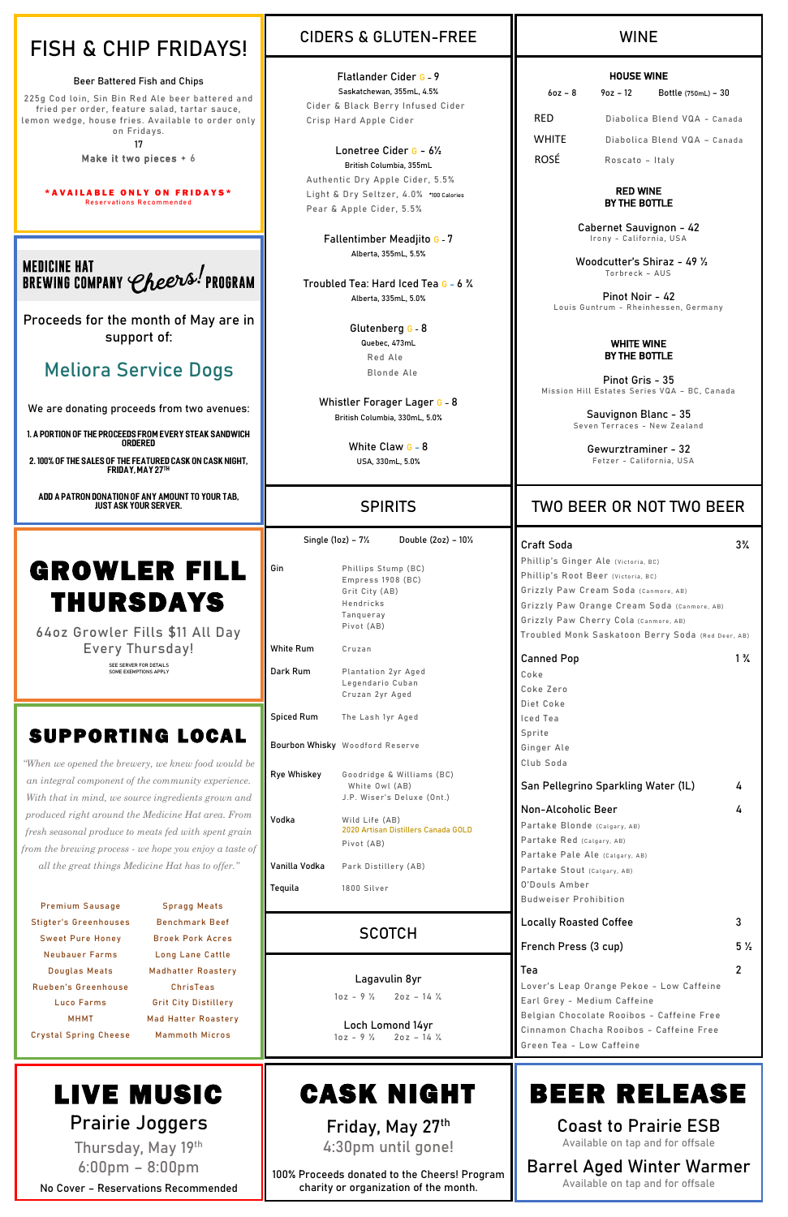# FISH & CHIP FRIDAYS!

**Beer Battered Fish and Chips**

225g Cod loin, Sin Bin Red Ale beer battered and fried per order, feature salad, tartar sauce, lemon wedge, house fries. Available to order only on Fridays.

17

**Make it two pieces + 6**

***AVAILABLE ONLY ON FRIDAYS***
Reservations Recommended

## MEDICINE HAT BREWING COMPANY Cheers! PROGRAM

Proceeds for the month of May are in support of:

### Meliora Service Dogs

We are donating proceeds from two avenues:

1. A PORTION OF THE PROCEEDS FROM EVERY STEAK SANDWICH ORDERED
2. 100% OF THE SALES OF THE FEATURED CASK ON CASK NIGHT, FRIDAY, MAY 27TH

ADD A PATRON DONATION OF ANY AMOUNT TO YOUR TAB, JUST ASK YOUR SERVER.

# GROWLER FILL THURSDAYS

64oz Growler Fills $11 All Day Every Thursday!

SEE SERVER FOR DETAILS
SOME EXEMPTIONS APPLY

# SUPPORTING LOCAL

*"When we opened the brewery, we knew food would be an integral component of the community experience. With that in mind, we source ingredients grown and produced right around the Medicine Hat area. From fresh seasonal produce to meats fed with spent grain from the brewing process - we hope you enjoy a taste of all the great things Medicine Hat has to offer."*

| | |
|---|---|
| Premium Sausage | Spragg Meats |
| Stigter's Greenhouses | Benchmark Beef |
| Sweet Pure Honey | Broek Pork Acres |
| Neubauer Farms | Long Lane Cattle |
| Douglas Meats | Madhatter Roastery |
| Rueben's Greenhouse | ChrisTeas |
| Luco Farms | Grit City Distillery |
| MHMT | Mad Hatter Roastery |
| Crystal Spring Cheese | Mammoth Micros |

# LIVE MUSIC

## Prairie Joggers

Thursday, May 19th
6:00pm – 8:00pm

No Cover – Reservations Recommended

## CIDERS & GLUTEN-FREE

**Flatlander Cider G – 9**
Saskatchewan, 355mL, 4.5%
Cider & Black Berry Infused Cider
Crisp Hard Apple Cider

**Lonetree Cider G – 6½**
British Columbia, 355mL
Authentic Dry Apple Cider, 5.5%
Light & Dry Seltzer, 4.0% *100 Calories
Pear & Apple Cider, 5.5%

**Fallentimber Meadjito G – 7**
Alberta, 355mL, 5.5%

**Troubled Tea: Hard Iced Tea G – 6 ¾**
Alberta, 335mL, 5.0%

**Glutenberg G – 8**
Quebec, 473mL
Red Ale
Blonde Ale

**Whistler Forager Lager G – 8**
British Columbia, 330mL, 5.0%

**White Claw G – 8**
USA, 330mL, 5.0%

## SPIRITS

Single (1oz) – 7½ Double (2oz) – 10½

| | |
|---|---|
| Gin | Phillips Stump (BC)<br>Empress 1908 (BC)<br>Grit City (AB)<br>Hendricks<br>Tanqueray<br>Pivot (AB) |
| White Rum | Cruzan |
| Dark Rum | Plantation 2yr Aged<br>Legendario Cuban<br>Cruzan 2yr Aged |
| Spiced Rum | The Lash 1yr Aged |
| Bourbon Whisky | Woodford Reserve |
| Rye Whiskey | Goodridge & Williams (BC)<br>White Owl (AB)<br>J.P. Wiser's Deluxe (Ont.) |
| Vodka | Wild Life (AB)<br>2020 Artisan Distillers Canada GOLD<br>Pivot (AB) |
| Vanilla Vodka | Park Distillery (AB) |
| Tequila | 1800 Silver |

## SCOTCH

**Lagavulin 8yr**
1oz – 9 ½ 2oz – 14 ½

**Loch Lomond 14yr**
1oz – 9 ½ 2oz – 14 ½

# CASK NIGHT

Friday, May 27th
4:30pm until gone!

100% Proceeds donated to the Cheers! Program charity or organization of the month.

## WINE

**HOUSE WINE**

6oz – 8 9oz – 12 Bottle (750mL) – 30

| | |
|---|---|
| RED | Diabolica Blend VQA – Canada |
| WHITE | Diabolica Blend VQA – Canada |
| ROSÉ | Roscato – Italy |

**RED WINE BY THE BOTTLE**

Cabernet Sauvignon – 42
Irony – California, USA

Woodcutter's Shiraz – 49 ½
Torbreck – AUS

Pinot Noir – 42
Louis Guntrum – Rheinhessen, Germany

**WHITE WINE BY THE BOTTLE**

Pinot Gris – 35
Mission Hill Estates Series VQA – BC, Canada

Sauvignon Blanc – 35
Seven Terraces – New Zealand

Gewurztraminer – 32
Fetzer – California, USA

## TWO BEER OR NOT TWO BEER

**Craft Soda** 3½
Phillip's Ginger Ale (Victoria, BC)
Phillip's Root Beer (Victoria, BC)
Grizzly Paw Cream Soda (Canmore, AB)
Grizzly Paw Orange Cream Soda (Canmore, AB)
Grizzly Paw Cherry Cola (Canmore, AB)
Troubled Monk Saskatoon Berry Soda (Red Deer, AB)

**Canned Pop** 1 ¾
Coke
Coke Zero
Diet Coke
Iced Tea
Sprite
Ginger Ale
Club Soda

**San Pellegrino Sparkling Water (1L)** 4

**Non-Alcoholic Beer** 4
Partake Blonde (Calgary, AB)
Partake Red (Calgary, AB)
Partake Pale Ale (Calgary, AB)
Partake Stout (Calgary, AB)
O'Douls Amber
Budweiser Prohibition

**Locally Roasted Coffee** 3

**French Press (3 cup)** 5 ½

**Tea** 2
Lover's Leap Orange Pekoe - Low Caffeine
Earl Grey - Medium Caffeine
Belgian Chocolate Rooibos - Caffeine Free
Cinnamon Chacha Rooibos - Caffeine Free
Green Tea - Low Caffeine

# BEER RELEASE

## Coast to Prairie ESB
Available on tap and for offsale

## Barrel Aged Winter Warmer
Available on tap and for offsale